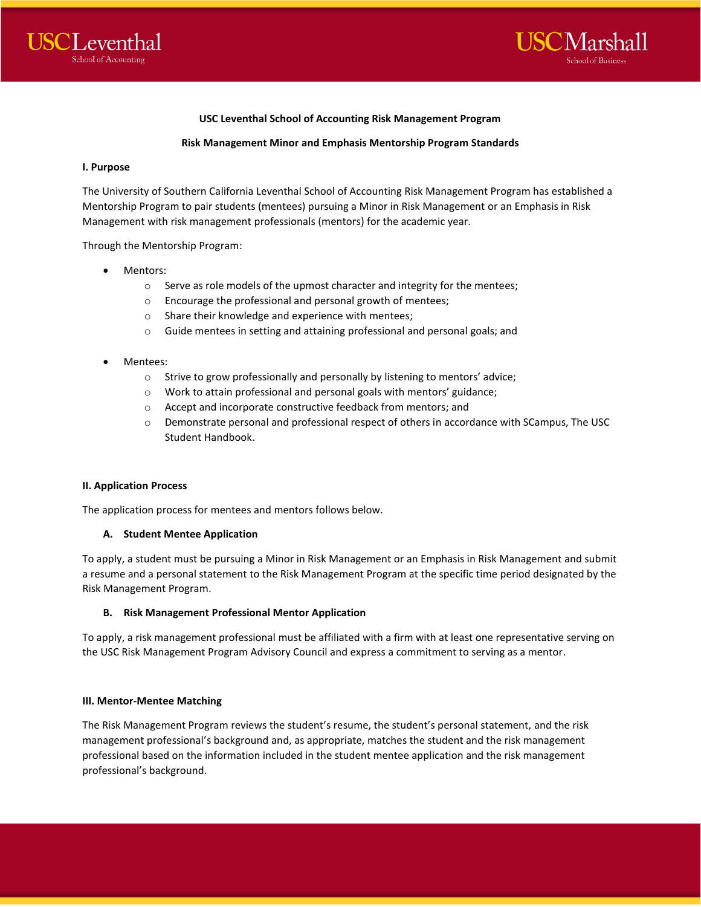**USC Leventhal School of Accounting Risk Management Program**

**Risk Management Minor and Emphasis Mentorship Program Standards**

**I. Purpose**

The University of Southern California Leventhal School of Accounting Risk Management Program has established a Mentorship Program to pair students (mentees) pursuing a Minor in Risk Management or an Emphasis in Risk Management with risk management professionals (mentors) for the academic year.

Through the Mentorship Program:

- Mentors:
  - Serve as role models of the upmost character and integrity for the mentees;
  - Encourage the professional and personal growth of mentees;
  - Share their knowledge and experience with mentees;
  - Guide mentees in setting and attaining professional and personal goals; and

- Mentees:
  - Strive to grow professionally and personally by listening to mentors' advice;
  - Work to attain professional and personal goals with mentors' guidance;
  - Accept and incorporate constructive feedback from mentors; and
  - Demonstrate personal and professional respect of others in accordance with SCampus, The USC Student Handbook.

**II. Application Process**

The application process for mentees and mentors follows below.

**A. Student Mentee Application**

To apply, a student must be pursuing a Minor in Risk Management or an Emphasis in Risk Management and submit a resume and a personal statement to the Risk Management Program at the specific time period designated by the Risk Management Program.

**B. Risk Management Professional Mentor Application**

To apply, a risk management professional must be affiliated with a firm with at least one representative serving on the USC Risk Management Program Advisory Council and express a commitment to serving as a mentor.

**III. Mentor-Mentee Matching**

The Risk Management Program reviews the student's resume, the student's personal statement, and the risk management professional's background and, as appropriate, matches the student and the risk management professional based on the information included in the student mentee application and the risk management professional's background.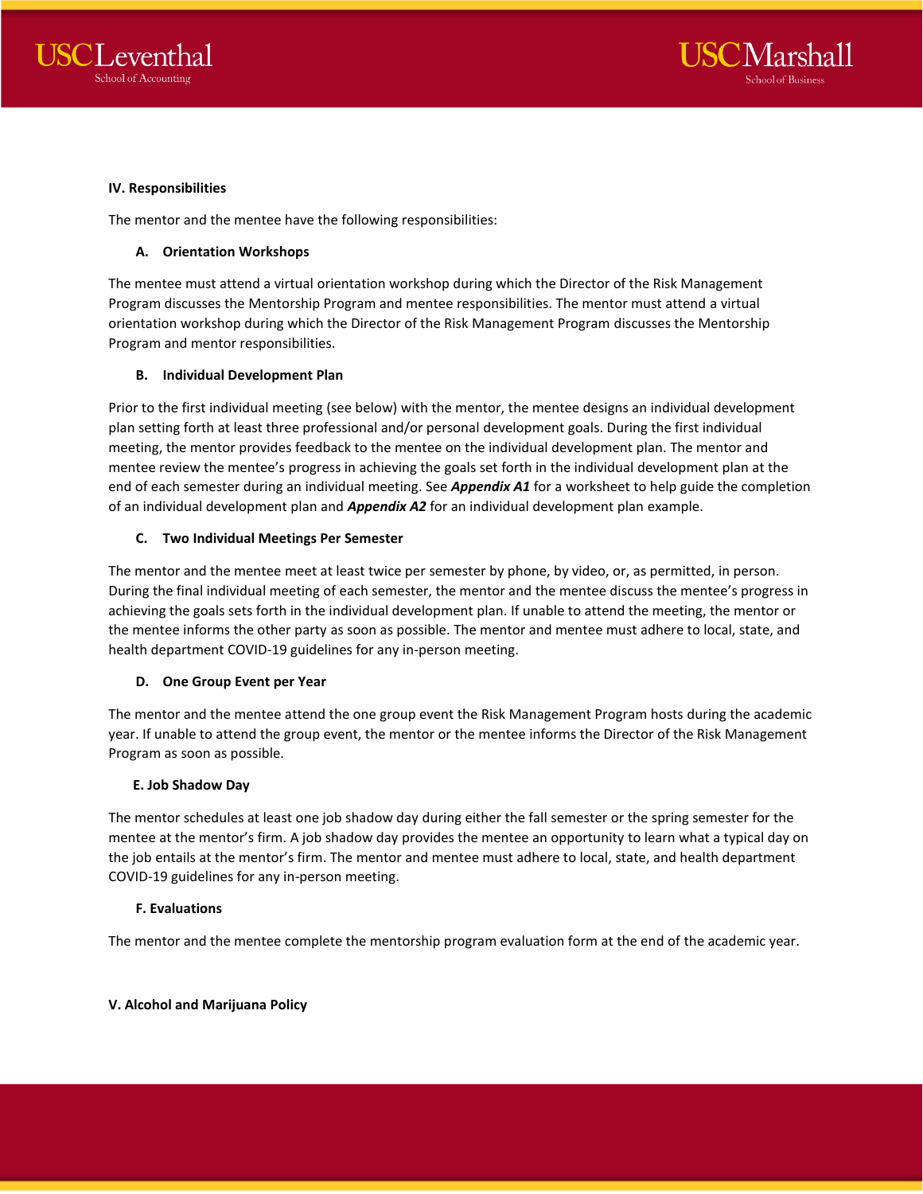## IV. Responsibilities

The mentor and the mentee have the following responsibilities:

### A. Orientation Workshops

The mentee must attend a virtual orientation workshop during which the Director of the Risk Management Program discusses the Mentorship Program and mentee responsibilities. The mentor must attend a virtual orientation workshop during which the Director of the Risk Management Program discusses the Mentorship Program and mentor responsibilities.

### B. Individual Development Plan

Prior to the first individual meeting (see below) with the mentor, the mentee designs an individual development plan setting forth at least three professional and/or personal development goals. During the first individual meeting, the mentor provides feedback to the mentee on the individual development plan. The mentor and mentee review the mentee's progress in achieving the goals set forth in the individual development plan at the end of each semester during an individual meeting. See ***Appendix A1*** for a worksheet to help guide the completion of an individual development plan and ***Appendix A2*** for an individual development plan example.

### C. Two Individual Meetings Per Semester

The mentor and the mentee meet at least twice per semester by phone, by video, or, as permitted, in person. During the final individual meeting of each semester, the mentor and the mentee discuss the mentee's progress in achieving the goals sets forth in the individual development plan. If unable to attend the meeting, the mentor or the mentee informs the other party as soon as possible. The mentor and mentee must adhere to local, state, and health department COVID-19 guidelines for any in-person meeting.

### D. One Group Event per Year

The mentor and the mentee attend the one group event the Risk Management Program hosts during the academic year. If unable to attend the group event, the mentor or the mentee informs the Director of the Risk Management Program as soon as possible.

### E. Job Shadow Day

The mentor schedules at least one job shadow day during either the fall semester or the spring semester for the mentee at the mentor's firm. A job shadow day provides the mentee an opportunity to learn what a typical day on the job entails at the mentor's firm. The mentor and mentee must adhere to local, state, and health department COVID-19 guidelines for any in-person meeting.

### F. Evaluations

The mentor and the mentee complete the mentorship program evaluation form at the end of the academic year.

## V. Alcohol and Marijuana Policy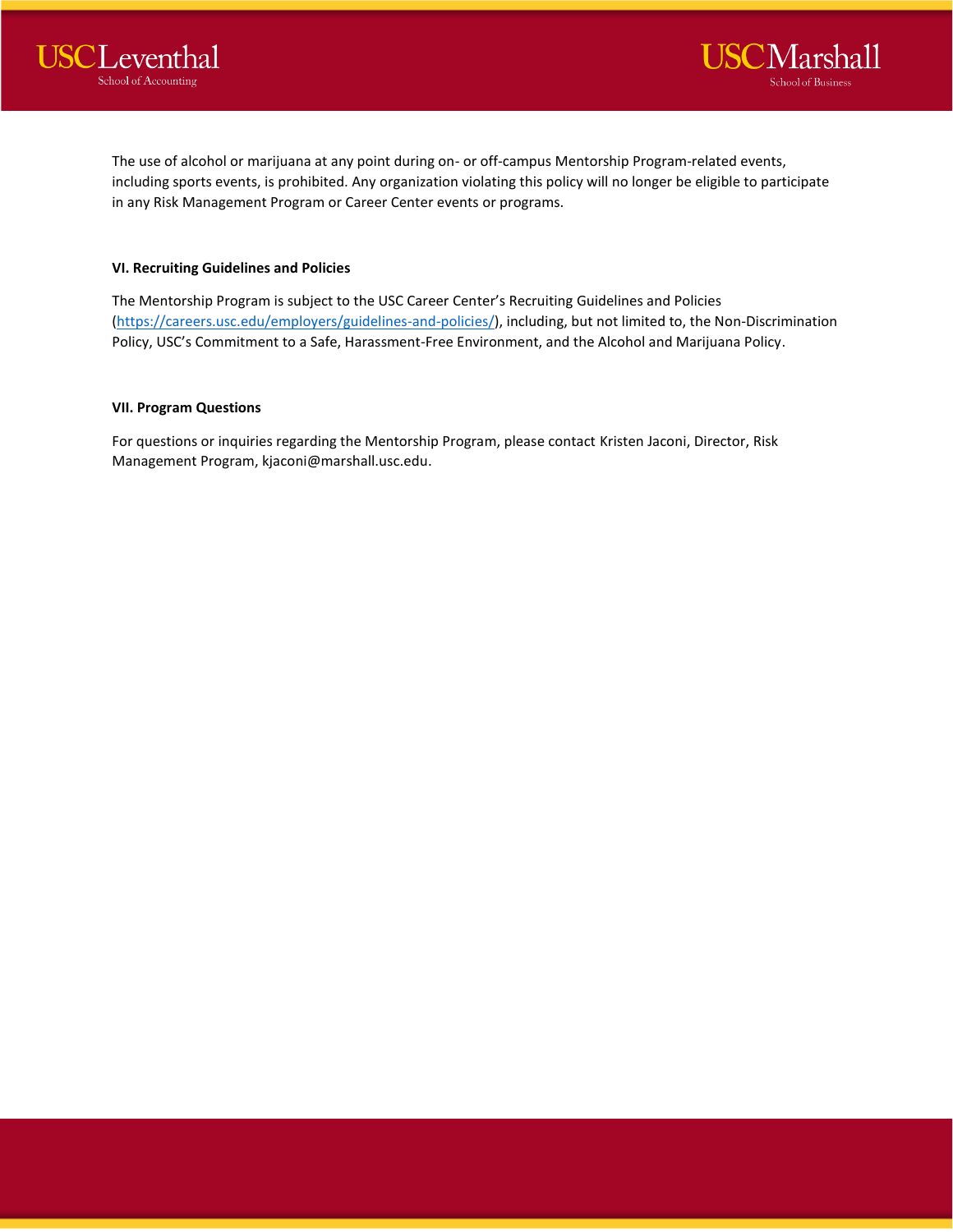The use of alcohol or marijuana at any point during on- or off-campus Mentorship Program-related events, including sports events, is prohibited. Any organization violating this policy will no longer be eligible to participate in any Risk Management Program or Career Center events or programs.

**VI. Recruiting Guidelines and Policies**

The Mentorship Program is subject to the USC Career Center's Recruiting Guidelines and Policies (https://careers.usc.edu/employers/guidelines-and-policies/), including, but not limited to, the Non-Discrimination Policy, USC's Commitment to a Safe, Harassment-Free Environment, and the Alcohol and Marijuana Policy.

**VII. Program Questions**

For questions or inquiries regarding the Mentorship Program, please contact Kristen Jaconi, Director, Risk Management Program, kjaconi@marshall.usc.edu.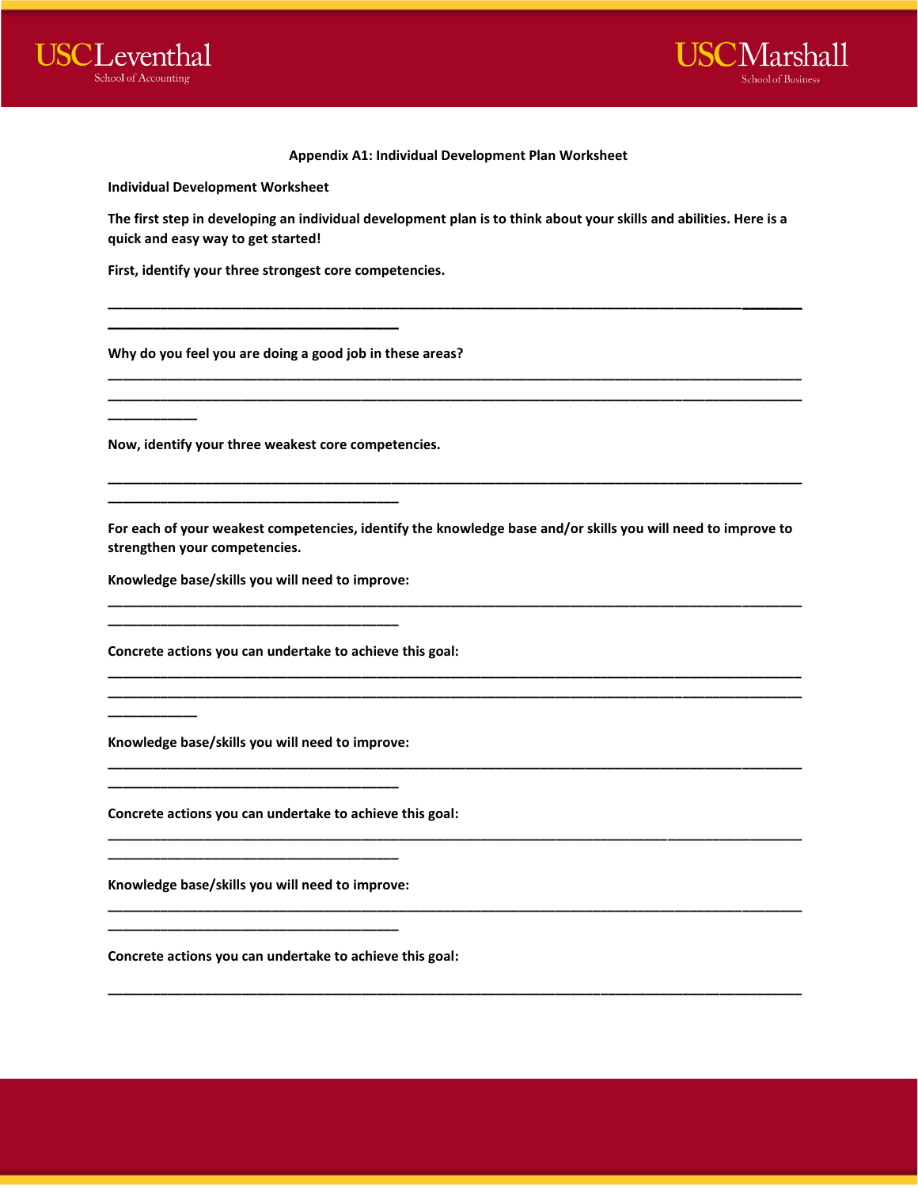**Appendix A1: Individual Development Plan Worksheet**

**Individual Development Worksheet**

**The first step in developing an individual development plan is to think about your skills and abilities. Here is a quick and easy way to get started!**

**First, identify your three strongest core competencies.**

\_\_\_\_\_\_\_\_\_\_\_\_\_\_\_\_\_\_\_\_\_\_\_\_\_\_\_\_\_\_\_\_\_\_\_\_\_\_\_\_\_\_\_\_\_\_\_\_\_\_\_\_\_\_\_\_\_\_\_\_\_\_\_\_\_\_\_\_\_\_\_\_\_\_\_\_\_\_\_\_\_\_\_\_\_\_\_\_\_\_\_\_
\_\_\_\_\_\_\_\_\_\_\_\_\_\_\_\_\_\_\_\_\_\_\_\_\_\_\_\_\_\_\_\_\_\_\_\_\_\_\_\_\_\_

**Why do you feel you are doing a good job in these areas?**

\_\_\_\_\_\_\_\_\_\_\_\_\_\_\_\_\_\_\_\_\_\_\_\_\_\_\_\_\_\_\_\_\_\_\_\_\_\_\_\_\_\_\_\_\_\_\_\_\_\_\_\_\_\_\_\_\_\_\_\_\_\_\_\_\_\_\_\_\_\_\_\_\_\_\_\_\_\_\_\_\_\_\_\_\_\_\_\_\_\_\_\_
\_\_\_\_\_\_\_\_\_\_\_\_\_\_\_\_\_\_\_\_\_\_\_\_\_\_\_\_\_\_\_\_\_\_\_\_\_\_\_\_\_\_\_\_\_\_\_\_\_\_\_\_\_\_\_\_\_\_\_\_\_\_\_\_\_\_\_\_\_\_\_\_\_\_\_\_\_\_\_\_\_\_\_\_\_\_\_\_\_\_\_\_
\_\_\_\_\_\_\_\_\_\_\_\_\_

**Now, identify your three weakest core competencies.**

\_\_\_\_\_\_\_\_\_\_\_\_\_\_\_\_\_\_\_\_\_\_\_\_\_\_\_\_\_\_\_\_\_\_\_\_\_\_\_\_\_\_\_\_\_\_\_\_\_\_\_\_\_\_\_\_\_\_\_\_\_\_\_\_\_\_\_\_\_\_\_\_\_\_\_\_\_\_\_\_\_\_\_\_\_\_\_\_\_\_\_\_
\_\_\_\_\_\_\_\_\_\_\_\_\_\_\_\_\_\_\_\_\_\_\_\_\_\_\_\_\_\_\_\_\_\_\_\_\_\_\_\_\_\_

**For each of your weakest competencies, identify the knowledge base and/or skills you will need to improve to strengthen your competencies.**

**Knowledge base/skills you will need to improve:**

\_\_\_\_\_\_\_\_\_\_\_\_\_\_\_\_\_\_\_\_\_\_\_\_\_\_\_\_\_\_\_\_\_\_\_\_\_\_\_\_\_\_\_\_\_\_\_\_\_\_\_\_\_\_\_\_\_\_\_\_\_\_\_\_\_\_\_\_\_\_\_\_\_\_\_\_\_\_\_\_\_\_\_\_\_\_\_\_\_\_\_\_
\_\_\_\_\_\_\_\_\_\_\_\_\_\_\_\_\_\_\_\_\_\_\_\_\_\_\_\_\_\_\_\_\_\_\_\_\_\_\_\_\_\_

**Concrete actions you can undertake to achieve this goal:**

\_\_\_\_\_\_\_\_\_\_\_\_\_\_\_\_\_\_\_\_\_\_\_\_\_\_\_\_\_\_\_\_\_\_\_\_\_\_\_\_\_\_\_\_\_\_\_\_\_\_\_\_\_\_\_\_\_\_\_\_\_\_\_\_\_\_\_\_\_\_\_\_\_\_\_\_\_\_\_\_\_\_\_\_\_\_\_\_\_\_\_\_
\_\_\_\_\_\_\_\_\_\_\_\_\_\_\_\_\_\_\_\_\_\_\_\_\_\_\_\_\_\_\_\_\_\_\_\_\_\_\_\_\_\_\_\_\_\_\_\_\_\_\_\_\_\_\_\_\_\_\_\_\_\_\_\_\_\_\_\_\_\_\_\_\_\_\_\_\_\_\_\_\_\_\_\_\_\_\_\_\_\_\_\_
\_\_\_\_\_\_\_\_\_\_\_\_\_

**Knowledge base/skills you will need to improve:**

\_\_\_\_\_\_\_\_\_\_\_\_\_\_\_\_\_\_\_\_\_\_\_\_\_\_\_\_\_\_\_\_\_\_\_\_\_\_\_\_\_\_\_\_\_\_\_\_\_\_\_\_\_\_\_\_\_\_\_\_\_\_\_\_\_\_\_\_\_\_\_\_\_\_\_\_\_\_\_\_\_\_\_\_\_\_\_\_\_\_\_\_
\_\_\_\_\_\_\_\_\_\_\_\_\_\_\_\_\_\_\_\_\_\_\_\_\_\_\_\_\_\_\_\_\_\_\_\_\_\_\_\_\_\_

**Concrete actions you can undertake to achieve this goal:**

\_\_\_\_\_\_\_\_\_\_\_\_\_\_\_\_\_\_\_\_\_\_\_\_\_\_\_\_\_\_\_\_\_\_\_\_\_\_\_\_\_\_\_\_\_\_\_\_\_\_\_\_\_\_\_\_\_\_\_\_\_\_\_\_\_\_\_\_\_\_\_\_\_\_\_\_\_\_\_\_\_\_\_\_\_\_\_\_\_\_\_\_
\_\_\_\_\_\_\_\_\_\_\_\_\_\_\_\_\_\_\_\_\_\_\_\_\_\_\_\_\_\_\_\_\_\_\_\_\_\_\_\_\_\_

**Knowledge base/skills you will need to improve:**

\_\_\_\_\_\_\_\_\_\_\_\_\_\_\_\_\_\_\_\_\_\_\_\_\_\_\_\_\_\_\_\_\_\_\_\_\_\_\_\_\_\_\_\_\_\_\_\_\_\_\_\_\_\_\_\_\_\_\_\_\_\_\_\_\_\_\_\_\_\_\_\_\_\_\_\_\_\_\_\_\_\_\_\_\_\_\_\_\_\_\_\_
\_\_\_\_\_\_\_\_\_\_\_\_\_\_\_\_\_\_\_\_\_\_\_\_\_\_\_\_\_\_\_\_\_\_\_\_\_\_\_\_\_\_

**Concrete actions you can undertake to achieve this goal:**

\_\_\_\_\_\_\_\_\_\_\_\_\_\_\_\_\_\_\_\_\_\_\_\_\_\_\_\_\_\_\_\_\_\_\_\_\_\_\_\_\_\_\_\_\_\_\_\_\_\_\_\_\_\_\_\_\_\_\_\_\_\_\_\_\_\_\_\_\_\_\_\_\_\_\_\_\_\_\_\_\_\_\_\_\_\_\_\_\_\_\_\_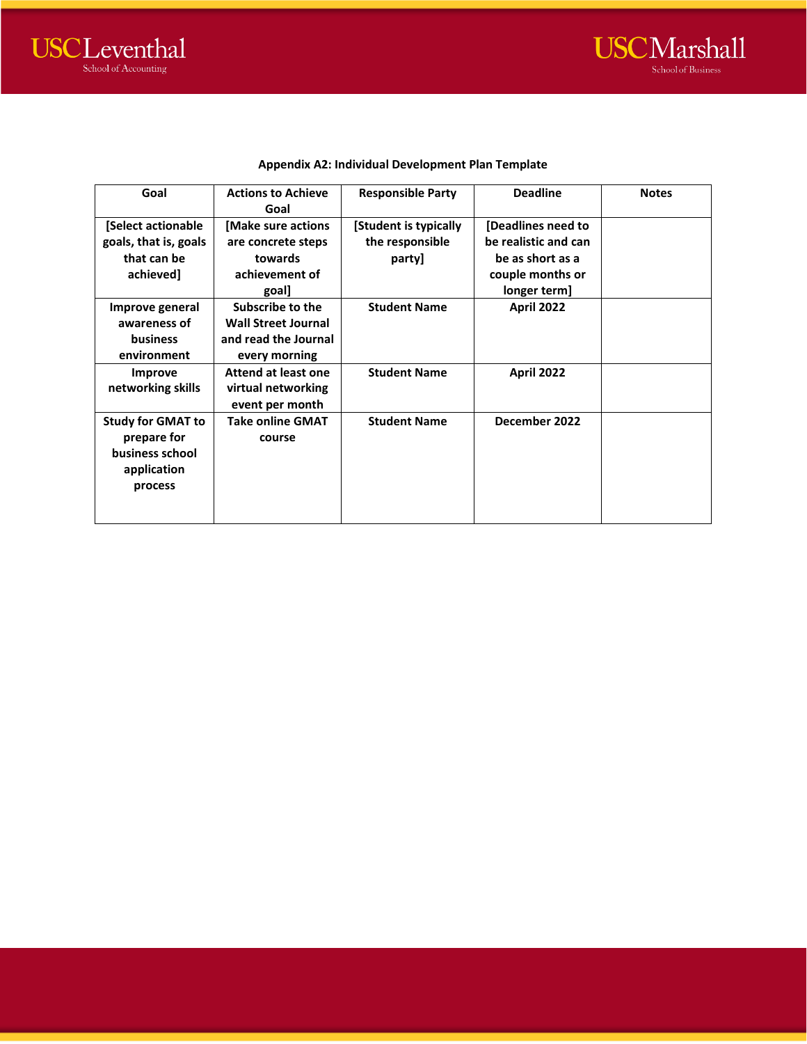**Appendix A2: Individual Development Plan Template**

| Goal | Actions to Achieve Goal | Responsible Party | Deadline | Notes |
|---|---|---|---|---|
| [Select actionable goals, that is, goals that can be achieved] | [Make sure actions are concrete steps towards achievement of goal] | [Student is typically the responsible party] | [Deadlines need to be realistic and can be as short as a couple months or longer term] | |
| Improve general awareness of business environment | Subscribe to the Wall Street Journal and read the Journal every morning | Student Name | April 2022 | |
| Improve networking skills | Attend at least one virtual networking event per month | Student Name | April 2022 | |
| Study for GMAT to prepare for business school application process | Take online GMAT course | Student Name | December 2022 | |